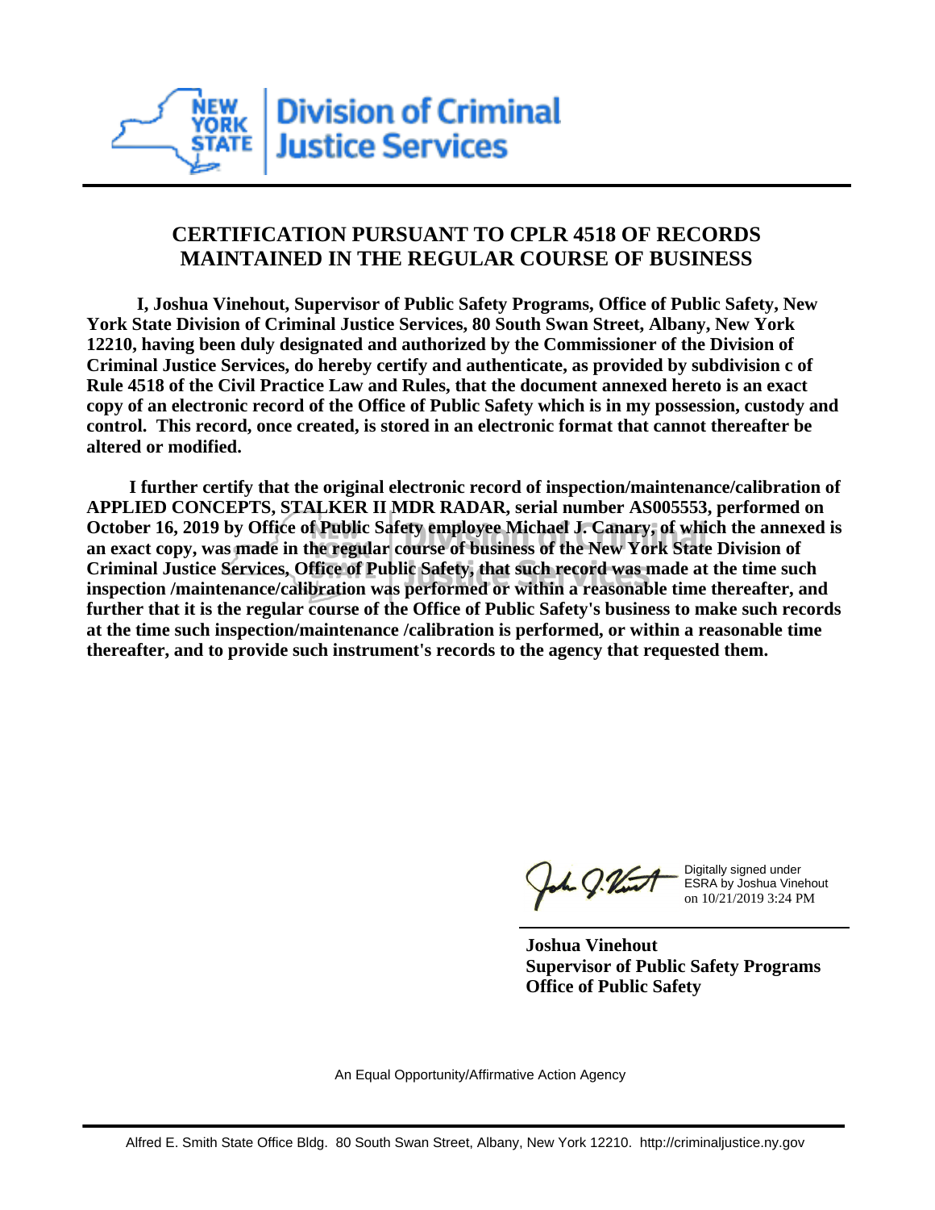New York State | Division of Criminal Justice Services

## CERTIFICATION PURSUANT TO CPLR 4518 OF RECORDS MAINTAINED IN THE REGULAR COURSE OF BUSINESS

**I, Joshua Vinehout, Supervisor of Public Safety Programs, Office of Public Safety, New York State Division of Criminal Justice Services, 80 South Swan Street, Albany, New York 12210, having been duly designated and authorized by the Commissioner of the Division of Criminal Justice Services, do hereby certify and authenticate, as provided by subdivision c of Rule 4518 of the Civil Practice Law and Rules, that the document annexed hereto is an exact copy of an electronic record of the Office of Public Safety which is in my possession, custody and control. This record, once created, is stored in an electronic format that cannot thereafter be altered or modified.**

**I further certify that the original electronic record of inspection/maintenance/calibration of APPLIED CONCEPTS, STALKER II MDR RADAR, serial number AS005553, performed on October 16, 2019 by Office of Public Safety employee Michael J. Canary, of which the annexed is an exact copy, was made in the regular course of business of the New York State Division of Criminal Justice Services, Office of Public Safety, that such record was made at the time such inspection /maintenance/calibration was performed or within a reasonable time thereafter, and further that it is the regular course of the Office of Public Safety's business to make such records at the time such inspection/maintenance /calibration is performed, or within a reasonable time thereafter, and to provide such instrument's records to the agency that requested them.**

Digitally signed under ESRA by Joshua Vinehout on 10/21/2019 3:24 PM

**Joshua Vinehout**
**Supervisor of Public Safety Programs**
**Office of Public Safety**

An Equal Opportunity/Affirmative Action Agency

Alfred E. Smith State Office Bldg. 80 South Swan Street, Albany, New York 12210. http://criminaljustice.ny.gov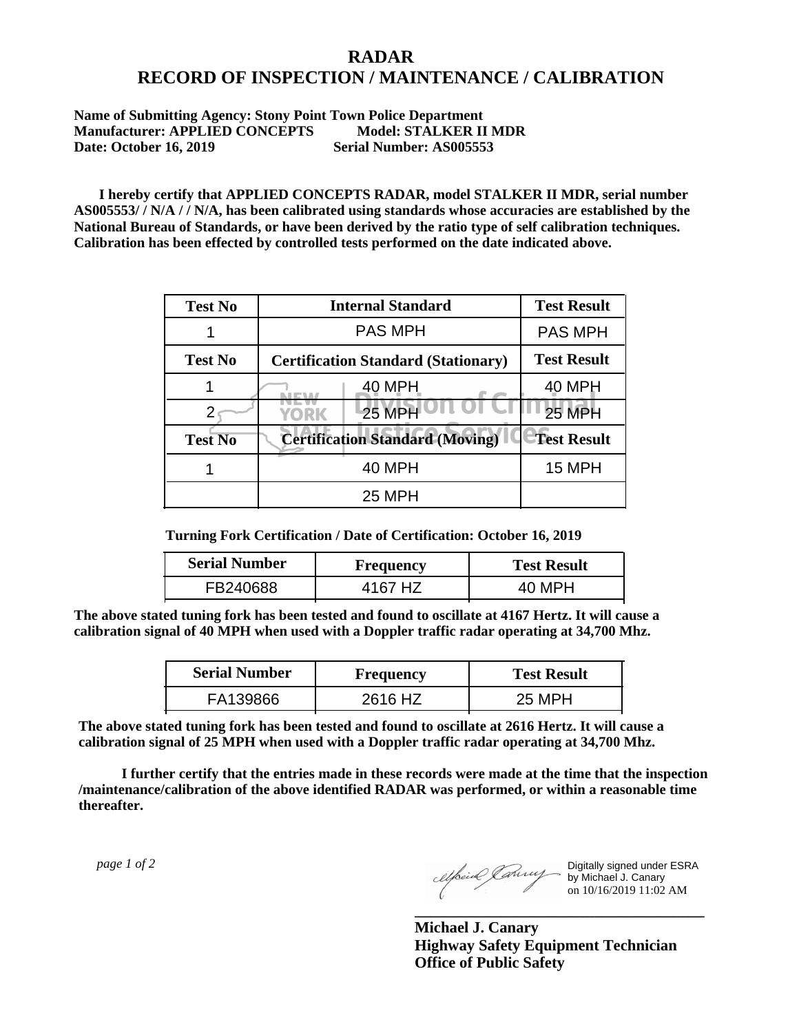# RADAR
# RECORD OF INSPECTION / MAINTENANCE / CALIBRATION

**Name of Submitting Agency: Stony Point Town Police Department**
**Manufacturer: APPLIED CONCEPTS Model: STALKER II MDR**
**Date: October 16, 2019 Serial Number: AS005553**

**I hereby certify that APPLIED CONCEPTS RADAR, model STALKER II MDR, serial number AS005553/ / N/A / / N/A, has been calibrated using standards whose accuracies are established by the National Bureau of Standards, or have been derived by the ratio type of self calibration techniques. Calibration has been effected by controlled tests performed on the date indicated above.**

| Test No | Internal Standard | Test Result |
|---|---|---|
| 1 | PAS MPH | PAS MPH |
| **Test No** | **Certification Standard (Stationary)** | **Test Result** |
| 1 | 40 MPH | 40 MPH |
| 2 | 25 MPH | 25 MPH |
| **Test No** | **Certification Standard (Moving)** | **Test Result** |
| 1 | 40 MPH | 15 MPH |
| | 25 MPH | |

**Turning Fork Certification / Date of Certification: October 16, 2019**

| Serial Number | Frequency | Test Result |
|---|---|---|
| FB240688 | 4167 HZ | 40 MPH |

**The above stated tuning fork has been tested and found to oscillate at 4167 Hertz. It will cause a calibration signal of 40 MPH when used with a Doppler traffic radar operating at 34,700 Mhz.**

| Serial Number | Frequency | Test Result |
|---|---|---|
| FA139866 | 2616 HZ | 25 MPH |

**The above stated tuning fork has been tested and found to oscillate at 2616 Hertz. It will cause a calibration signal of 25 MPH when used with a Doppler traffic radar operating at 34,700 Mhz.**

**I further certify that the entries made in these records were made at the time that the inspection /maintenance/calibration of the above identified RADAR was performed, or within a reasonable time thereafter.**

Digitally signed under ESRA by Michael J. Canary on 10/16/2019 11:02 AM

**Michael J. Canary**
**Highway Safety Equipment Technician**
**Office of Public Safety**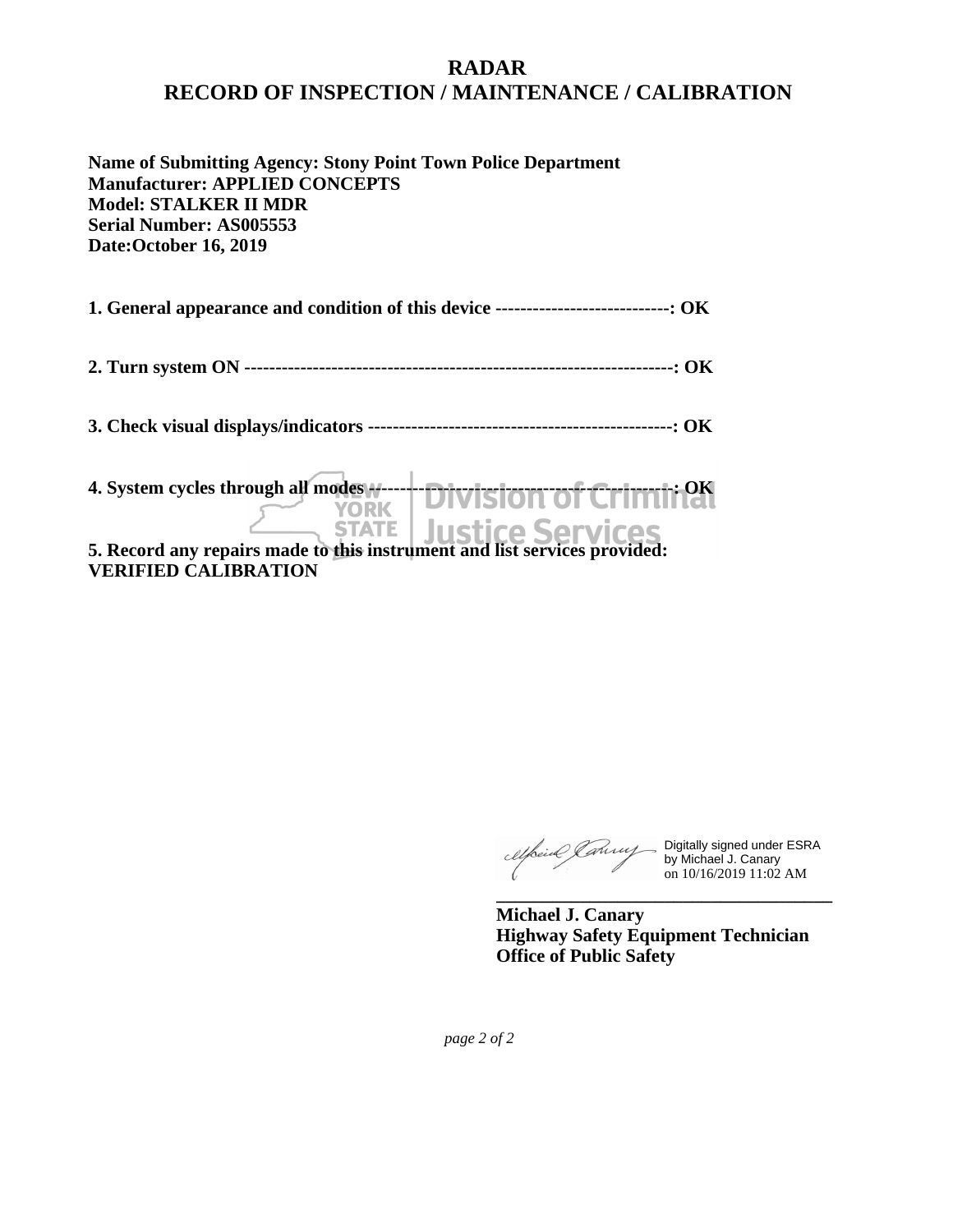# RADAR
# RECORD OF INSPECTION / MAINTENANCE / CALIBRATION

**Name of Submitting Agency: Stony Point Town Police Department**
**Manufacturer: APPLIED CONCEPTS**
**Model: STALKER II MDR**
**Serial Number: AS005553**
**Date:October 16, 2019**

**1. General appearance and condition of this device ----------------------------: OK**

**2. Turn system ON -------------------------------------------------------------------: OK**

**3. Check visual displays/indicators -------------------------------------------------: OK**

**4. System cycles through all modes ------------------------------------------------: OK**

**5. Record any repairs made to this instrument and list services provided:**
**VERIFIED CALIBRATION**

Digitally signed under ESRA by Michael J. Canary on 10/16/2019 11:02 AM

**Michael J. Canary**
**Highway Safety Equipment Technician**
**Office of Public Safety**